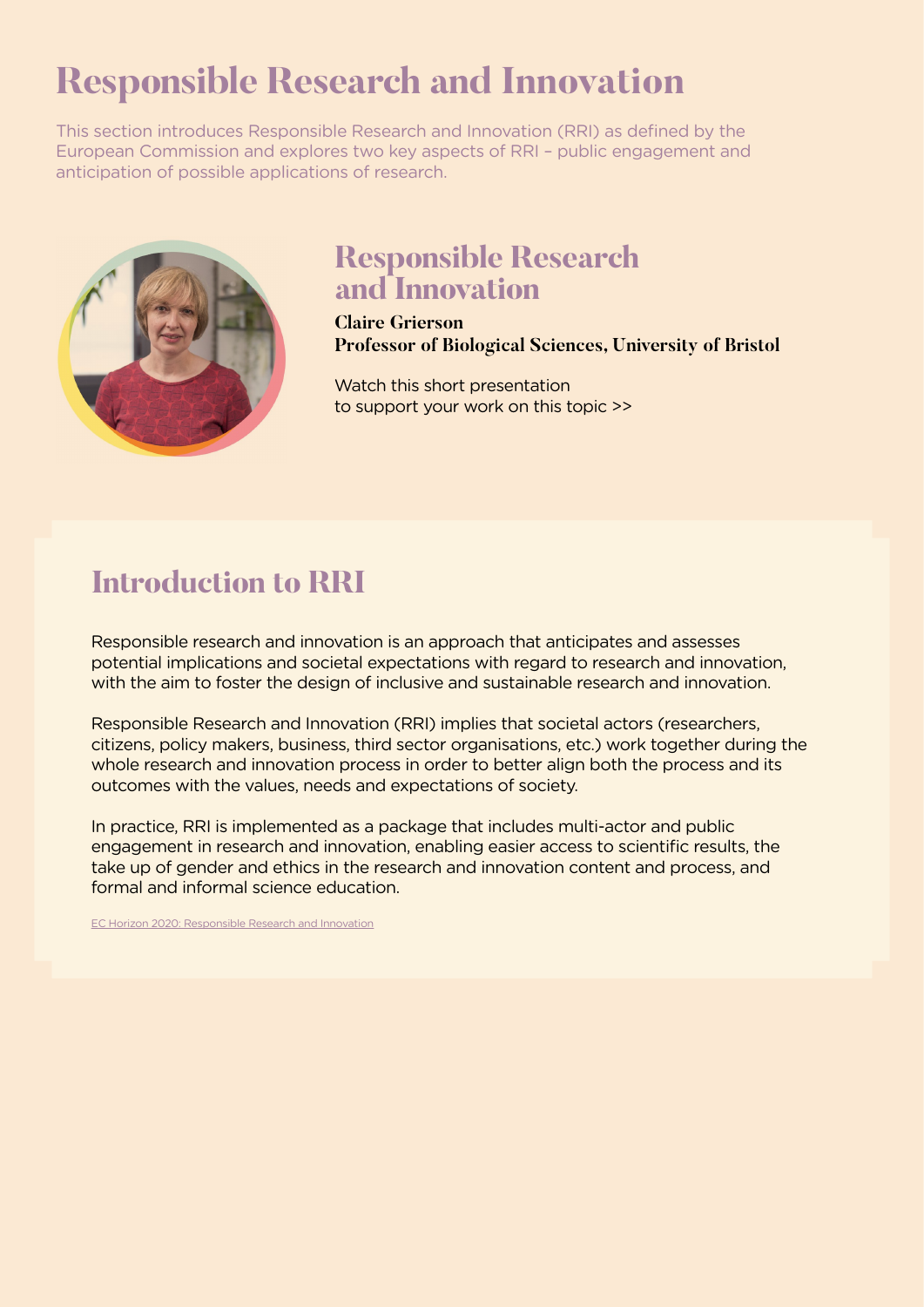# Responsible Research and Innovation

This section introduces Responsible Research and Innovation (RRI) as defined by the European Commission and explores two key aspects of RRI – public engagement and anticipation of possible applications of research.

## Responsible Research and Innovation

**Claire Grierson**
**Professor of Biological Sciences, University of Bristol**

Watch this short presentation to support your work on this topic >>

## Introduction to RRI

Responsible research and innovation is an approach that anticipates and assesses potential implications and societal expectations with regard to research and innovation, with the aim to foster the design of inclusive and sustainable research and innovation.

Responsible Research and Innovation (RRI) implies that societal actors (researchers, citizens, policy makers, business, third sector organisations, etc.) work together during the whole research and innovation process in order to better align both the process and its outcomes with the values, needs and expectations of society.

In practice, RRI is implemented as a package that includes multi-actor and public engagement in research and innovation, enabling easier access to scientific results, the take up of gender and ethics in the research and innovation content and process, and formal and informal science education.

EC Horizon 2020: Responsible Research and Innovation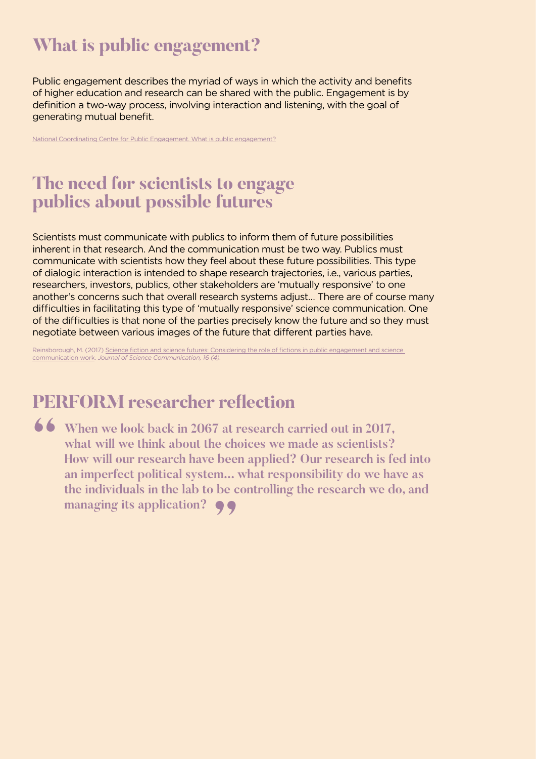# What is public engagement?

Public engagement describes the myriad of ways in which the activity and benefits of higher education and research can be shared with the public. Engagement is by definition a two-way process, involving interaction and listening, with the goal of generating mutual benefit.

National Coordinating Centre for Public Engagement. What is public engagement?

# The need for scientists to engage publics about possible futures

Scientists must communicate with publics to inform them of future possibilities inherent in that research. And the communication must be two way. Publics must communicate with scientists how they feel about these future possibilities. This type of dialogic interaction is intended to shape research trajectories, i.e., various parties, researchers, investors, publics, other stakeholders are 'mutually responsive' to one another's concerns such that overall research systems adjust… There are of course many difficulties in facilitating this type of 'mutually responsive' science communication. One of the difficulties is that none of the parties precisely know the future and so they must negotiate between various images of the future that different parties have.

Reinsborough, M. (2017) Science fiction and science futures: Considering the role of fictions in public engagement and science communication work. *Journal of Science Communication, 16 (4).*

# PERFORM researcher reflection

> **"When we look back in 2067 at research carried out in 2017, what will we think about the choices we made as scientists? How will our research have been applied? Our research is fed into an imperfect political system… what responsibility do we have as the individuals in the lab to be controlling the research we do, and managing its application?"**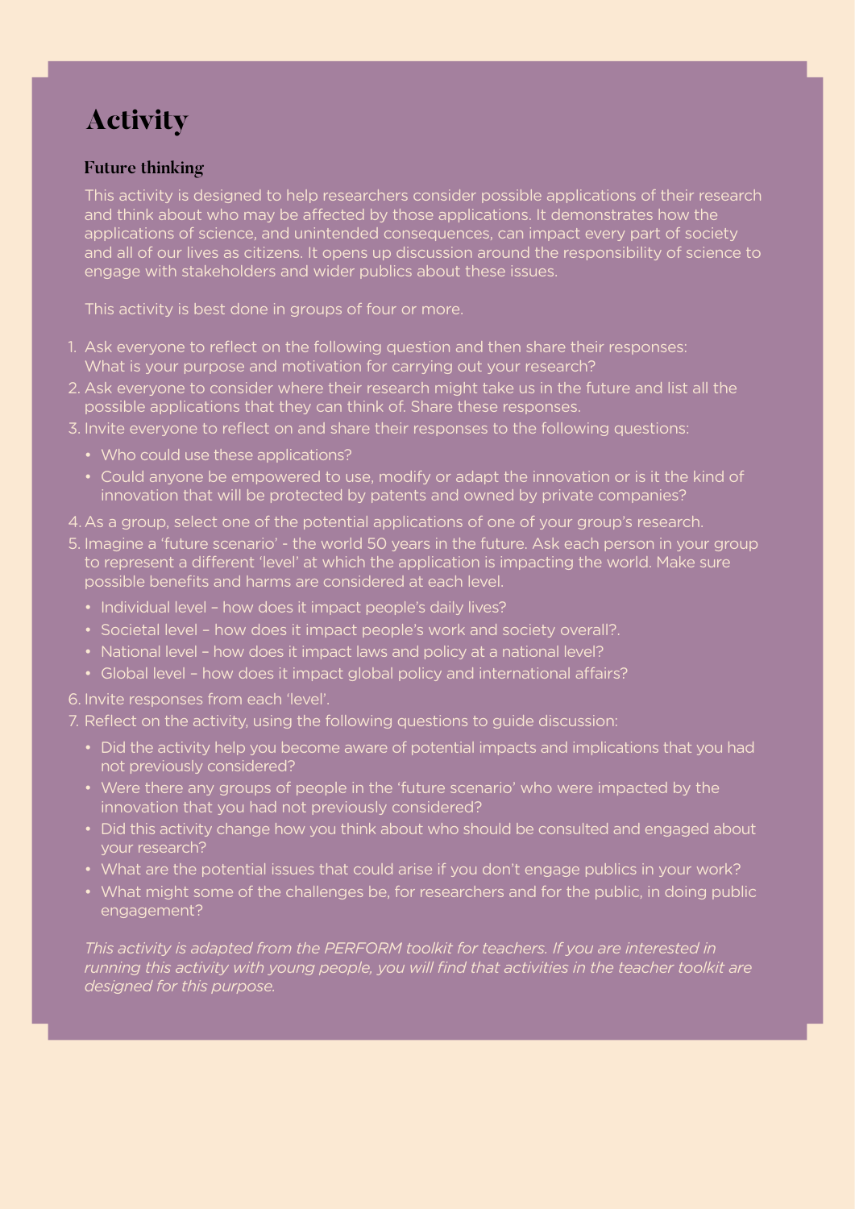# Activity

### Future thinking

This activity is designed to help researchers consider possible applications of their research and think about who may be affected by those applications. It demonstrates how the applications of science, and unintended consequences, can impact every part of society and all of our lives as citizens. It opens up discussion around the responsibility of science to engage with stakeholders and wider publics about these issues.

This activity is best done in groups of four or more.

1. Ask everyone to reflect on the following question and then share their responses: What is your purpose and motivation for carrying out your research?
2. Ask everyone to consider where their research might take us in the future and list all the possible applications that they can think of. Share these responses.
3. Invite everyone to reflect on and share their responses to the following questions:
   - Who could use these applications?
   - Could anyone be empowered to use, modify or adapt the innovation or is it the kind of innovation that will be protected by patents and owned by private companies?
4. As a group, select one of the potential applications of one of your group's research.
5. Imagine a 'future scenario' - the world 50 years in the future. Ask each person in your group to represent a different 'level' at which the application is impacting the world. Make sure possible benefits and harms are considered at each level.
   - Individual level – how does it impact people's daily lives?
   - Societal level – how does it impact people's work and society overall?.
   - National level – how does it impact laws and policy at a national level?
   - Global level – how does it impact global policy and international affairs?
6. Invite responses from each 'level'.
7. Reflect on the activity, using the following questions to guide discussion:
   - Did the activity help you become aware of potential impacts and implications that you had not previously considered?
   - Were there any groups of people in the 'future scenario' who were impacted by the innovation that you had not previously considered?
   - Did this activity change how you think about who should be consulted and engaged about your research?
   - What are the potential issues that could arise if you don't engage publics in your work?
   - What might some of the challenges be, for researchers and for the public, in doing public engagement?

*This activity is adapted from the PERFORM toolkit for teachers. If you are interested in running this activity with young people, you will find that activities in the teacher toolkit are designed for this purpose.*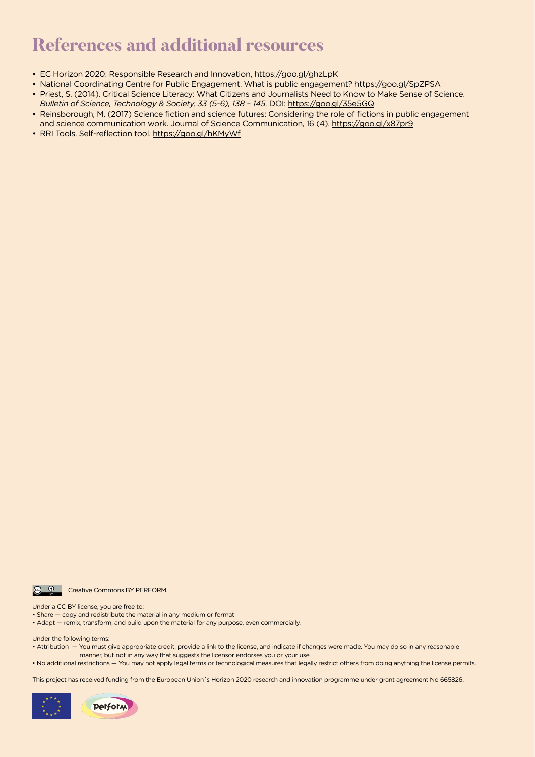# References and additional resources

- EC Horizon 2020: Responsible Research and Innovation, https://goo.gl/ghzLpK
- National Coordinating Centre for Public Engagement. What is public engagement? https://goo.gl/SpZPSA
- Priest, S. (2014). Critical Science Literacy: What Citizens and Journalists Need to Know to Make Sense of Science. *Bulletin of Science, Technology & Society, 33 (5-6), 138 – 145*. DOI: https://goo.gl/35e5GQ
- Reinsborough, M. (2017) Science fiction and science futures: Considering the role of fictions in public engagement and science communication work. Journal of Science Communication, 16 (4). https://goo.gl/x87pr9
- RRI Tools. Self-reflection tool. https://goo.gl/hKMyWf

Creative Commons BY PERFORM.

Under a CC BY license, you are free to:

- Share — copy and redistribute the material in any medium or format
- Adapt — remix, transform, and build upon the material for any purpose, even commercially.

Under the following terms:

- Attribution — You must give appropriate credit, provide a link to the license, and indicate if changes were made. You may do so in any reasonable manner, but not in any way that suggests the licensor endorses you or your use.
- No additional restrictions — You may not apply legal terms or technological measures that legally restrict others from doing anything the license permits.

This project has received funding from the European Union´s Horizon 2020 research and innovation programme under grant agreement No 665826.